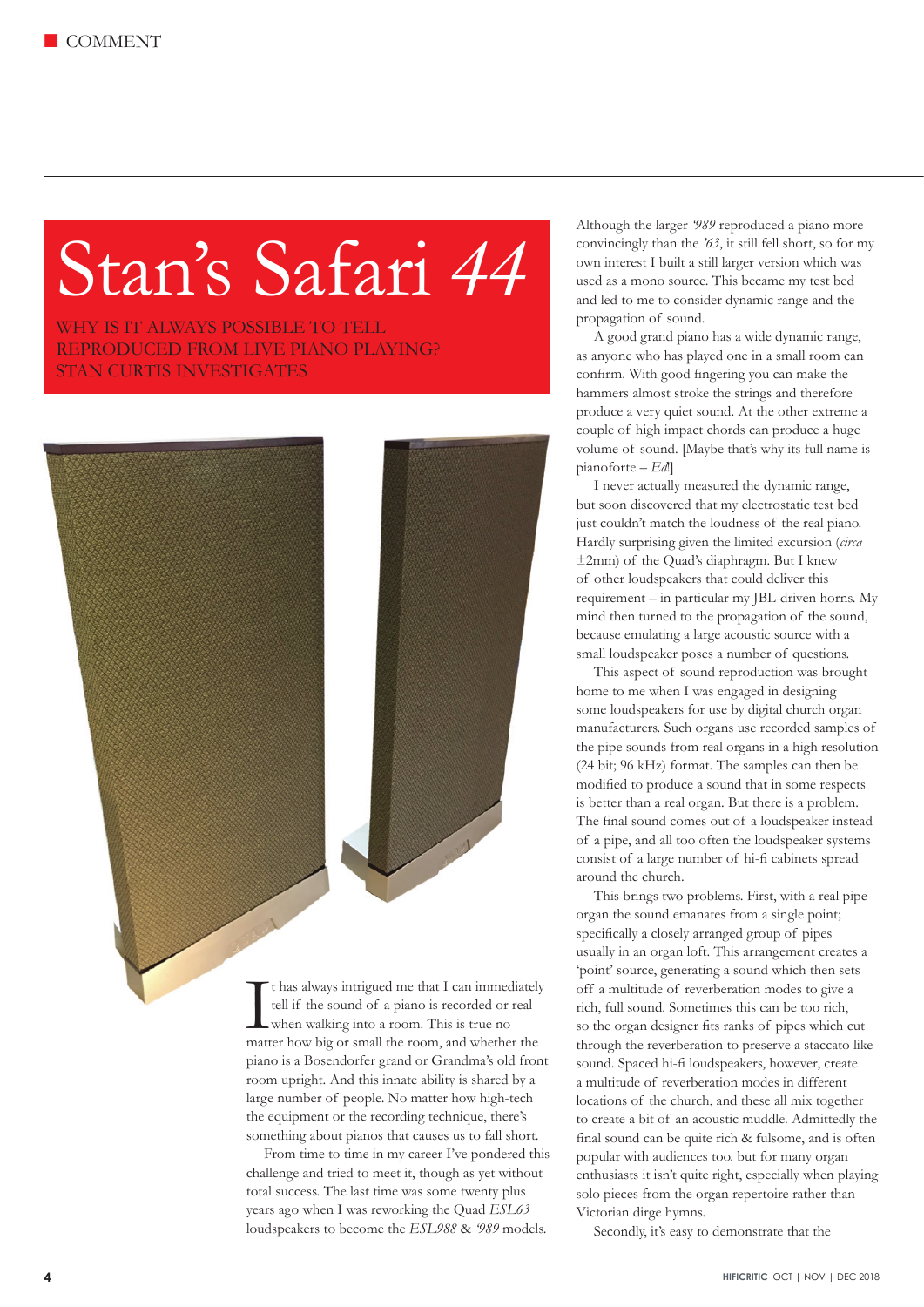# Stan's Safari *44*

WHY IS IT ALWAYS POSSIBLE TO TELL REPRODUCED FROM LIVE PIANO PLAYING? STAN CURTIS INVESTIGATES

It has always intrigued me that I can immediately tell if the sound of a piano is recorded or real when walking into a room. This is true no matter how big or small the room, and whether the piano is a Bosendorfer grand or Grandma's old front room upright. And this innate ability is shared by a large number of people. No matter how high-tech the equipment or the recording technique, there's something about pianos that causes us to fall short.

From time to time in my career I've pondered this challenge and tried to meet it, though as yet without total success. The last time was some twenty plus years ago when I was reworking the Quad *ESL63* loudspeakers to become the *ESL988* & *'989* models.

Although the larger *'989* reproduced a piano more convincingly than the *'63*, it still fell short, so for my own interest I built a still larger version which was used as a mono source. This became my test bed and led to me to consider dynamic range and the propagation of sound.

A good grand piano has a wide dynamic range, as anyone who has played one in a small room can confirm. With good fingering you can make the hammers almost stroke the strings and therefore produce a very quiet sound. At the other extreme a couple of high impact chords can produce a huge volume of sound. [Maybe that's why its full name is pianoforte – *Ed*!]

I never actually measured the dynamic range, but soon discovered that my electrostatic test bed just couldn't match the loudness of the real piano. Hardly surprising given the limited excursion (*circa* ±2mm) of the Quad's diaphragm. But I knew of other loudspeakers that could deliver this requirement – in particular my JBL-driven horns. My mind then turned to the propagation of the sound, because emulating a large acoustic source with a small loudspeaker poses a number of questions.

This aspect of sound reproduction was brought home to me when I was engaged in designing some loudspeakers for use by digital church organ manufacturers. Such organs use recorded samples of the pipe sounds from real organs in a high resolution (24 bit; 96 kHz) format. The samples can then be modified to produce a sound that in some respects is better than a real organ. But there is a problem. The final sound comes out of a loudspeaker instead of a pipe, and all too often the loudspeaker systems consist of a large number of hi-fi cabinets spread around the church.

This brings two problems. First, with a real pipe organ the sound emanates from a single point; specifically a closely arranged group of pipes usually in an organ loft. This arrangement creates a 'point' source, generating a sound which then sets off a multitude of reverberation modes to give a rich, full sound. Sometimes this can be too rich, so the organ designer fits ranks of pipes which cut through the reverberation to preserve a staccato like sound. Spaced hi-fi loudspeakers, however, create a multitude of reverberation modes in different locations of the church, and these all mix together to create a bit of an acoustic muddle. Admittedly the final sound can be quite rich & fulsome, and is often popular with audiences too. but for many organ enthusiasts it isn't quite right, especially when playing solo pieces from the organ repertoire rather than Victorian dirge hymns.

Secondly, it's easy to demonstrate that the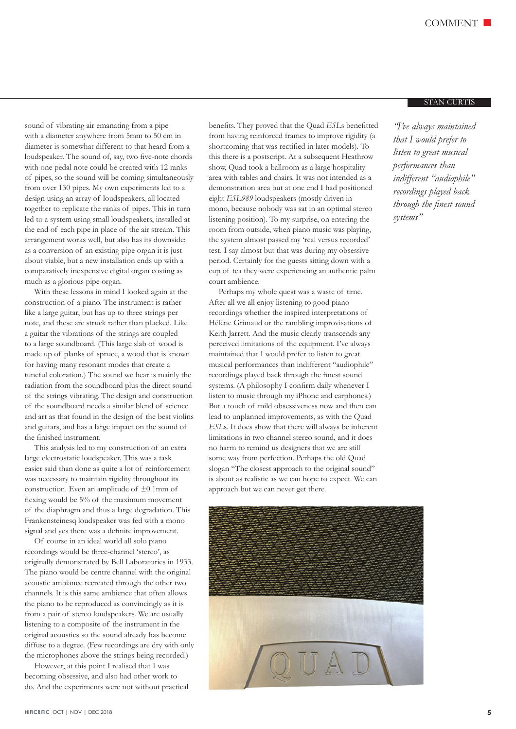sound of vibrating air emanating from a pipe with a diameter anywhere from 5mm to 50 cm in diameter is somewhat different to that heard from a loudspeaker. The sound of, say, two five-note chords with one pedal note could be created with 12 ranks of pipes, so the sound will be coming simultaneously from over 130 pipes. My own experiments led to a design using an array of loudspeakers, all located together to replicate the ranks of pipes. This in turn led to a system using small loudspeakers, installed at the end of each pipe in place of the air stream. This arrangement works well, but also has its downside: as a conversion of an existing pipe organ it is just about viable, but a new installation ends up with a comparatively inexpensive digital organ costing as much as a glorious pipe organ.

With these lessons in mind I looked again at the construction of a piano. The instrument is rather like a large guitar, but has up to three strings per note, and these are struck rather than plucked. Like a guitar the vibrations of the strings are coupled to a large soundboard. (This large slab of wood is made up of planks of spruce, a wood that is known for having many resonant modes that create a tuneful coloration.) The sound we hear is mainly the radiation from the soundboard plus the direct sound of the strings vibrating. The design and construction of the soundboard needs a similar blend of science and art as that found in the design of the best violins and guitars, and has a large impact on the sound of the finished instrument.

This analysis led to my construction of an extra large electrostatic loudspeaker. This was a task easier said than done as quite a lot of reinforcement was necessary to maintain rigidity throughout its construction. Even an amplitude of ±0.1mm of flexing would be 5% of the maximum movement of the diaphragm and thus a large degradation. This Frankensteinesq loudspeaker was fed with a mono signal and yes there was a definite improvement.

Of course in an ideal world all solo piano recordings would be three-channel 'stereo', as originally demonstrated by Bell Laboratories in 1933. The piano would be centre channel with the original acoustic ambiance recreated through the other two channels. It is this same ambience that often allows the piano to be reproduced as convincingly as it is from a pair of stereo loudspeakers. We are usually listening to a composite of the instrument in the original acoustics so the sound already has become diffuse to a degree. (Few recordings are dry with only the microphones above the strings being recorded.)

However, at this point I realised that I was becoming obsessive, and also had other work to do. And the experiments were not without practical benefits. They proved that the Quad *ESL*s benefitted from having reinforced frames to improve rigidity (a shortcoming that was rectified in later models). To this there is a postscript. At a subsequent Heathrow show, Quad took a ballroom as a large hospitality area with tables and chairs. It was not intended as a demonstration area but at one end I had positioned eight *ESL989* loudspeakers (mostly driven in mono, because nobody was sat in an optimal stereo listening position). To my surprise, on entering the room from outside, when piano music was playing, the system almost passed my 'real versus recorded' test. I say almost but that was during my obsessive period. Certainly for the guests sitting down with a cup of tea they were experiencing an authentic palm court ambience.

Perhaps my whole quest was a waste of time. After all we all enjoy listening to good piano recordings whether the inspired interpretations of Hélène Grimaud or the rambling improvisations of Keith Jarrett. And the music clearly transcends any perceived limitations of the equipment. I've always maintained that I would prefer to listen to great musical performances than indifferent "audiophile" recordings played back through the finest sound systems. (A philosophy I confirm daily whenever I listen to music through my iPhone and earphones.) But a touch of mild obsessiveness now and then can lead to unplanned improvements, as with the Quad *ESL*s. It does show that there will always be inherent limitations in two channel stereo sound, and it does no harm to remind us designers that we are still some way from perfection. Perhaps the old Quad slogan "The closest approach to the original sound" is about as realistic as we can hope to expect. We can approach but we can never get there.

*"I've always maintained that I would prefer to listen to great musical performances than indifferent "audiophile" recordings played back through the finest sound systems"*